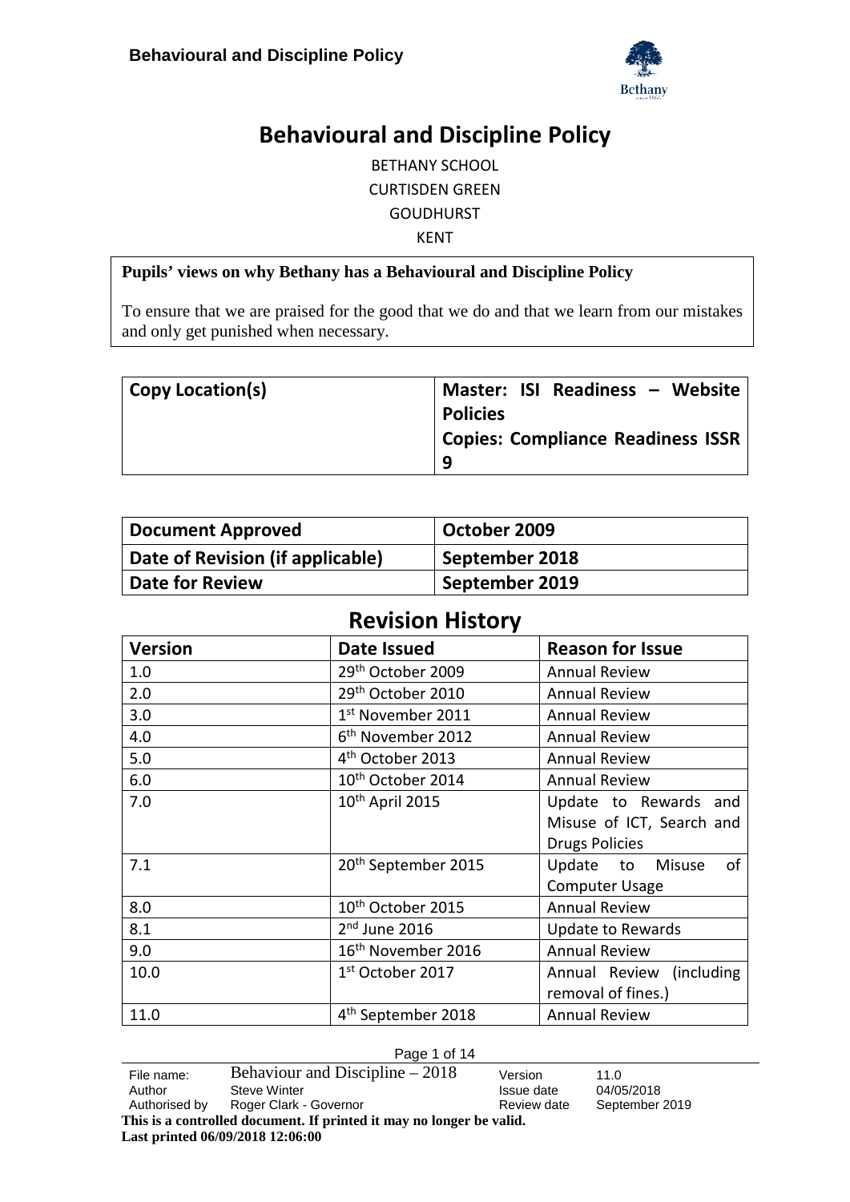# Behavioural and Discipline Policy

BETHANY SCHOOL
CURTISDEN GREEN
GOUDHURST
KENT

**Pupils' views on why Bethany has a Behavioural and Discipline Policy**

To ensure that we are praised for the good that we do and that we learn from our mistakes and only get punished when necessary.

| Copy Location(s) | Master: ISI Readiness – Website Policies<br>Copies: Compliance Readiness ISSR 9 |
|---|---|

| Document Approved | October 2009 |
|---|---|
| Date of Revision (if applicable) | September 2018 |
| Date for Review | September 2019 |

## Revision History

| Version | Date Issued | Reason for Issue |
|---|---|---|
| 1.0 | 29th October 2009 | Annual Review |
| 2.0 | 29th October 2010 | Annual Review |
| 3.0 | 1st November 2011 | Annual Review |
| 4.0 | 6th November 2012 | Annual Review |
| 5.0 | 4th October 2013 | Annual Review |
| 6.0 | 10th October 2014 | Annual Review |
| 7.0 | 10th April 2015 | Update to Rewards and Misuse of ICT, Search and Drugs Policies |
| 7.1 | 20th September 2015 | Update to Misuse of Computer Usage |
| 8.0 | 10th October 2015 | Annual Review |
| 8.1 | 2nd June 2016 | Update to Rewards |
| 9.0 | 16th November 2016 | Annual Review |
| 10.0 | 1st October 2017 | Annual Review (including removal of fines.) |
| 11.0 | 4th September 2018 | Annual Review |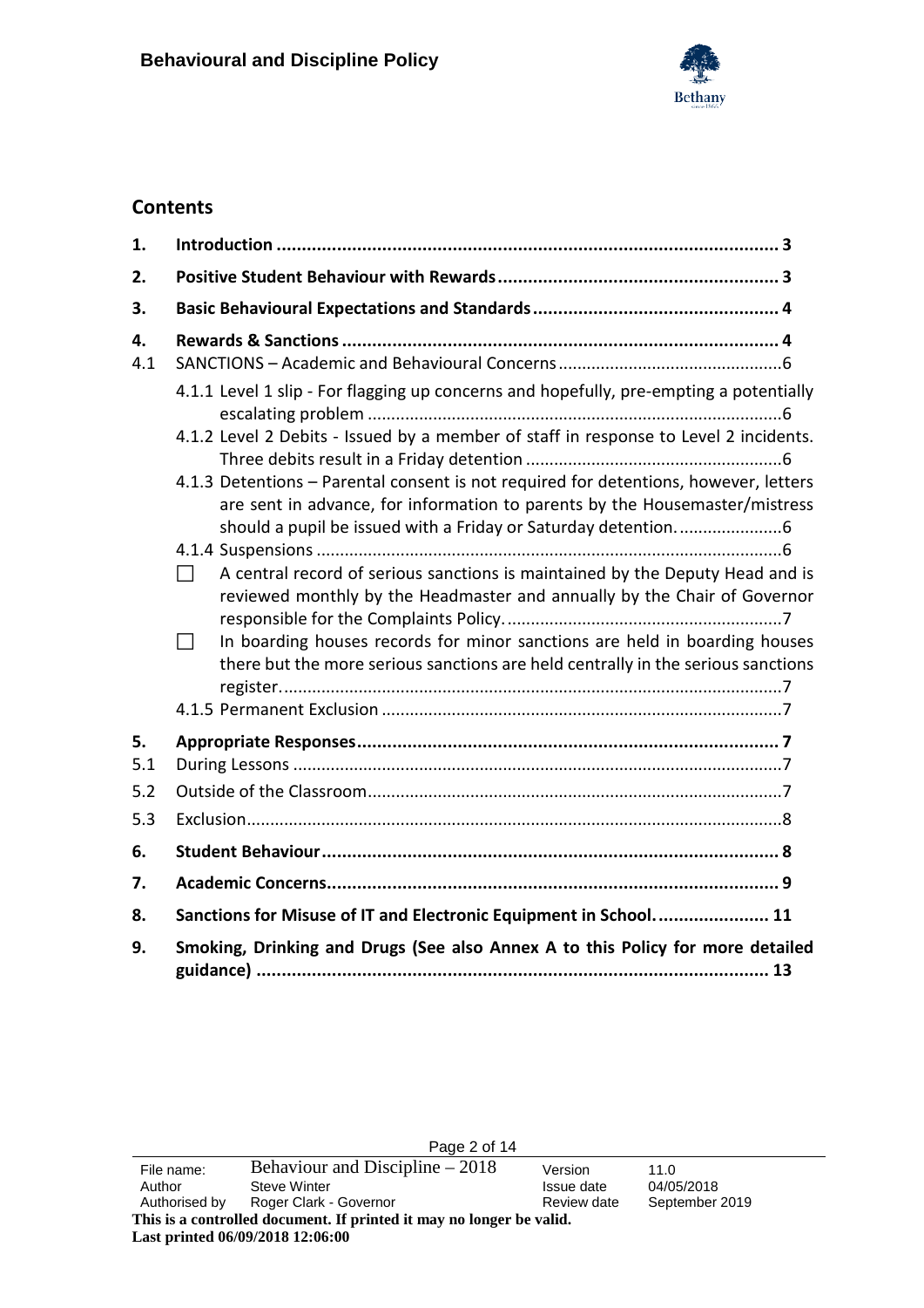## Contents

| | | |
|---|---|---|
| **1.** | **Introduction** | **3** |
| **2.** | **Positive Student Behaviour with Rewards** | **3** |
| **3.** | **Basic Behavioural Expectations and Standards** | **4** |
| **4.** | **Rewards & Sanctions** | **4** |
| 4.1 | SANCTIONS – Academic and Behavioural Concerns | 6 |
| | 4.1.1 Level 1 slip - For flagging up concerns and hopefully, pre-empting a potentially escalating problem | 6 |
| | 4.1.2 Level 2 Debits - Issued by a member of staff in response to Level 2 incidents. Three debits result in a Friday detention | 6 |
| | 4.1.3 Detentions – Parental consent is not required for detentions, however, letters are sent in advance, for information to parents by the Housemaster/mistress should a pupil be issued with a Friday or Saturday detention. | 6 |
| | 4.1.4 Suspensions | 6 |
| | ☐ A central record of serious sanctions is maintained by the Deputy Head and is reviewed monthly by the Headmaster and annually by the Chair of Governor responsible for the Complaints Policy. | 7 |
| | ☐ In boarding houses records for minor sanctions are held in boarding houses there but the more serious sanctions are held centrally in the serious sanctions register. | 7 |
| | 4.1.5 Permanent Exclusion | 7 |
| **5.** | **Appropriate Responses** | **7** |
| 5.1 | During Lessons | 7 |
| 5.2 | Outside of the Classroom | 7 |
| 5.3 | Exclusion | 8 |
| **6.** | **Student Behaviour** | **8** |
| **7.** | **Academic Concerns** | **9** |
| **8.** | **Sanctions for Misuse of IT and Electronic Equipment in School.** | **11** |
| **9.** | **Smoking, Drinking and Drugs (See also Annex A to this Policy for more detailed guidance)** | **13** |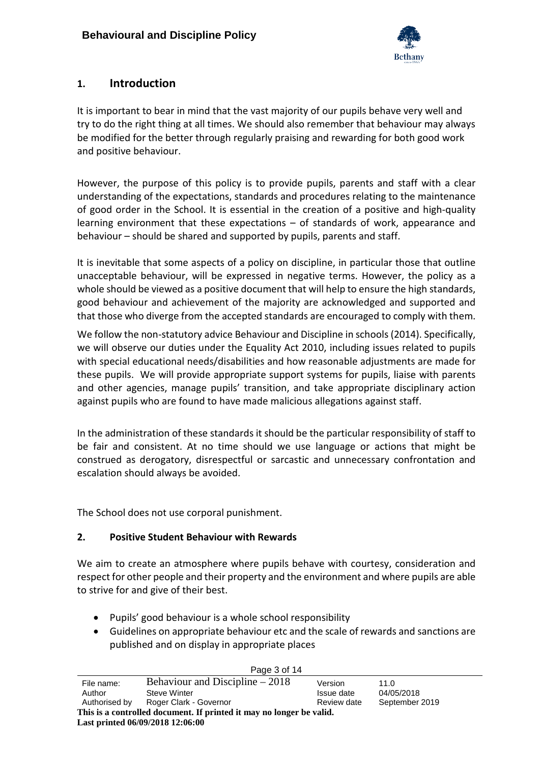## 1. Introduction

It is important to bear in mind that the vast majority of our pupils behave very well and try to do the right thing at all times. We should also remember that behaviour may always be modified for the better through regularly praising and rewarding for both good work and positive behaviour.

However, the purpose of this policy is to provide pupils, parents and staff with a clear understanding of the expectations, standards and procedures relating to the maintenance of good order in the School. It is essential in the creation of a positive and high-quality learning environment that these expectations – of standards of work, appearance and behaviour – should be shared and supported by pupils, parents and staff.

It is inevitable that some aspects of a policy on discipline, in particular those that outline unacceptable behaviour, will be expressed in negative terms. However, the policy as a whole should be viewed as a positive document that will help to ensure the high standards, good behaviour and achievement of the majority are acknowledged and supported and that those who diverge from the accepted standards are encouraged to comply with them.

We follow the non-statutory advice Behaviour and Discipline in schools (2014). Specifically, we will observe our duties under the Equality Act 2010, including issues related to pupils with special educational needs/disabilities and how reasonable adjustments are made for these pupils. We will provide appropriate support systems for pupils, liaise with parents and other agencies, manage pupils' transition, and take appropriate disciplinary action against pupils who are found to have made malicious allegations against staff.

In the administration of these standards it should be the particular responsibility of staff to be fair and consistent. At no time should we use language or actions that might be construed as derogatory, disrespectful or sarcastic and unnecessary confrontation and escalation should always be avoided.

The School does not use corporal punishment.

### 2. Positive Student Behaviour with Rewards

We aim to create an atmosphere where pupils behave with courtesy, consideration and respect for other people and their property and the environment and where pupils are able to strive for and give of their best.

- Pupils' good behaviour is a whole school responsibility
- Guidelines on appropriate behaviour etc and the scale of rewards and sanctions are published and on display in appropriate places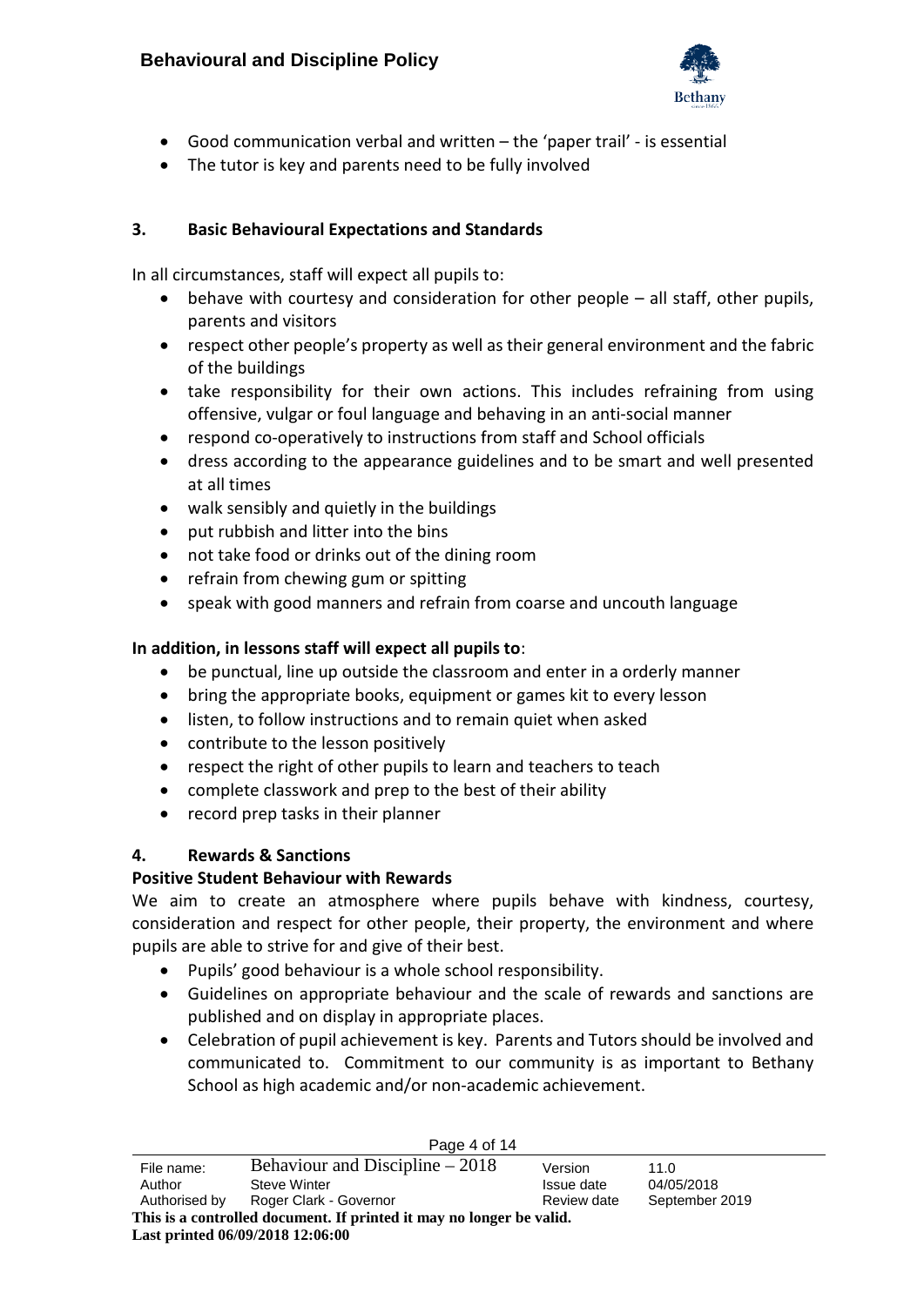- Good communication verbal and written – the 'paper trail' - is essential
- The tutor is key and parents need to be fully involved

### 3. Basic Behavioural Expectations and Standards

In all circumstances, staff will expect all pupils to:

- behave with courtesy and consideration for other people – all staff, other pupils, parents and visitors
- respect other people's property as well as their general environment and the fabric of the buildings
- take responsibility for their own actions. This includes refraining from using offensive, vulgar or foul language and behaving in an anti-social manner
- respond co-operatively to instructions from staff and School officials
- dress according to the appearance guidelines and to be smart and well presented at all times
- walk sensibly and quietly in the buildings
- put rubbish and litter into the bins
- not take food or drinks out of the dining room
- refrain from chewing gum or spitting
- speak with good manners and refrain from coarse and uncouth language

**In addition, in lessons staff will expect all pupils to**:

- be punctual, line up outside the classroom and enter in a orderly manner
- bring the appropriate books, equipment or games kit to every lesson
- listen, to follow instructions and to remain quiet when asked
- contribute to the lesson positively
- respect the right of other pupils to learn and teachers to teach
- complete classwork and prep to the best of their ability
- record prep tasks in their planner

### 4. Rewards & Sanctions

**Positive Student Behaviour with Rewards**

We aim to create an atmosphere where pupils behave with kindness, courtesy, consideration and respect for other people, their property, the environment and where pupils are able to strive for and give of their best.

- Pupils' good behaviour is a whole school responsibility.
- Guidelines on appropriate behaviour and the scale of rewards and sanctions are published and on display in appropriate places.
- Celebration of pupil achievement is key. Parents and Tutors should be involved and communicated to. Commitment to our community is as important to Bethany School as high academic and/or non-academic achievement.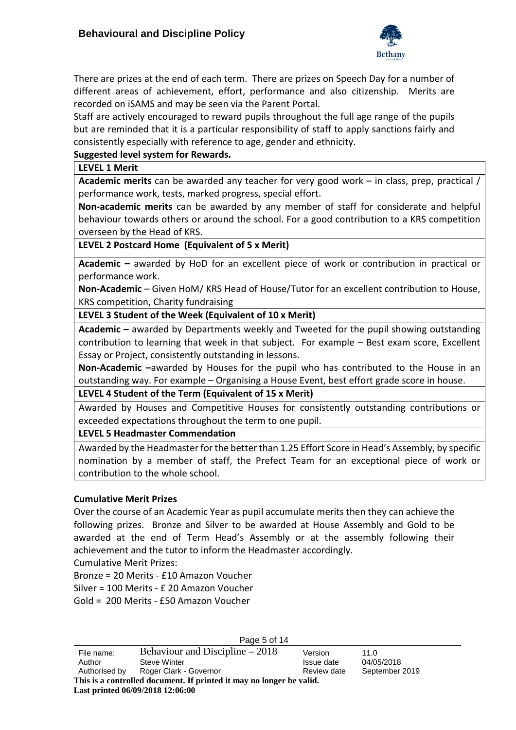There are prizes at the end of each term. There are prizes on Speech Day for a number of different areas of achievement, effort, performance and also citizenship. Merits are recorded on iSAMS and may be seen via the Parent Portal.

Staff are actively encouraged to reward pupils throughout the full age range of the pupils but are reminded that it is a particular responsibility of staff to apply sanctions fairly and consistently especially with reference to age, gender and ethnicity.

**Suggested level system for Rewards.**

| **LEVEL 1 Merit** |
|---|
| **Academic merits** can be awarded any teacher for very good work – in class, prep, practical / performance work, tests, marked progress, special effort.<br>**Non-academic merits** can be awarded by any member of staff for considerate and helpful behaviour towards others or around the school. For a good contribution to a KRS competition overseen by the Head of KRS. |
| **LEVEL 2 Postcard Home (Equivalent of 5 x Merit)** |
| **Academic –** awarded by HoD for an excellent piece of work or contribution in practical or performance work.<br>**Non-Academic** – Given HoM/ KRS Head of House/Tutor for an excellent contribution to House, KRS competition, Charity fundraising |
| **LEVEL 3 Student of the Week (Equivalent of 10 x Merit)** |
| **Academic –** awarded by Departments weekly and Tweeted for the pupil showing outstanding contribution to learning that week in that subject. For example – Best exam score, Excellent Essay or Project, consistently outstanding in lessons.<br>**Non-Academic –**awarded by Houses for the pupil who has contributed to the House in an outstanding way. For example – Organising a House Event, best effort grade score in house. |
| **LEVEL 4 Student of the Term (Equivalent of 15 x Merit)** |
| Awarded by Houses and Competitive Houses for consistently outstanding contributions or exceeded expectations throughout the term to one pupil. |
| **LEVEL 5 Headmaster Commendation** |
| Awarded by the Headmaster for the better than 1.25 Effort Score in Head's Assembly, by specific nomination by a member of staff, the Prefect Team for an exceptional piece of work or contribution to the whole school. |

**Cumulative Merit Prizes**

Over the course of an Academic Year as pupil accumulate merits then they can achieve the following prizes. Bronze and Silver to be awarded at House Assembly and Gold to be awarded at the end of Term Head's Assembly or at the assembly following their achievement and the tutor to inform the Headmaster accordingly.

Cumulative Merit Prizes:

Bronze = 20 Merits - £10 Amazon Voucher

Silver = 100 Merits - £ 20 Amazon Voucher

Gold = 200 Merits - £50 Amazon Voucher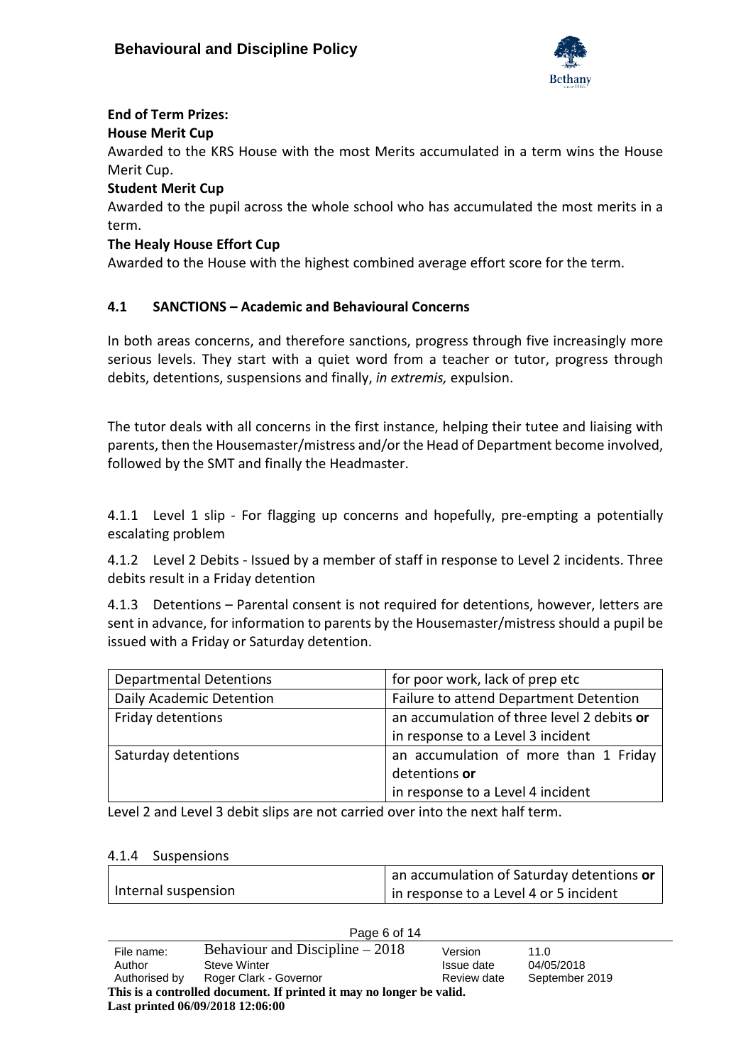**End of Term Prizes:**

**House Merit Cup**

Awarded to the KRS House with the most Merits accumulated in a term wins the House Merit Cup.

**Student Merit Cup**

Awarded to the pupil across the whole school who has accumulated the most merits in a term.

**The Healy House Effort Cup**

Awarded to the House with the highest combined average effort score for the term.

### 4.1 SANCTIONS – Academic and Behavioural Concerns

In both areas concerns, and therefore sanctions, progress through five increasingly more serious levels. They start with a quiet word from a teacher or tutor, progress through debits, detentions, suspensions and finally, *in extremis,* expulsion.

The tutor deals with all concerns in the first instance, helping their tutee and liaising with parents, then the Housemaster/mistress and/or the Head of Department become involved, followed by the SMT and finally the Headmaster.

4.1.1 Level 1 slip - For flagging up concerns and hopefully, pre-empting a potentially escalating problem

4.1.2 Level 2 Debits - Issued by a member of staff in response to Level 2 incidents. Three debits result in a Friday detention

4.1.3 Detentions – Parental consent is not required for detentions, however, letters are sent in advance, for information to parents by the Housemaster/mistress should a pupil be issued with a Friday or Saturday detention.

| Departmental Detentions | for poor work, lack of prep etc |
|---|---|
| Daily Academic Detention | Failure to attend Department Detention |
| Friday detentions | an accumulation of three level 2 debits **or** in response to a Level 3 incident |
| Saturday detentions | an accumulation of more than 1 Friday detentions **or** in response to a Level 4 incident |

Level 2 and Level 3 debit slips are not carried over into the next half term.

4.1.4 Suspensions

| Internal suspension | an accumulation of Saturday detentions **or** in response to a Level 4 or 5 incident |
|---|---|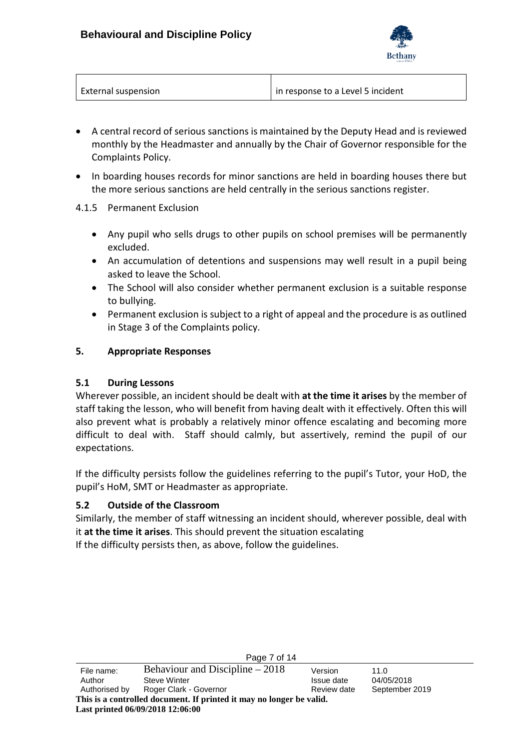| External suspension | in response to a Level 5 incident |
| --- | --- |

- A central record of serious sanctions is maintained by the Deputy Head and is reviewed monthly by the Headmaster and annually by the Chair of Governor responsible for the Complaints Policy.
- In boarding houses records for minor sanctions are held in boarding houses there but the more serious sanctions are held centrally in the serious sanctions register.

4.1.5 Permanent Exclusion

- Any pupil who sells drugs to other pupils on school premises will be permanently excluded.
- An accumulation of detentions and suspensions may well result in a pupil being asked to leave the School.
- The School will also consider whether permanent exclusion is a suitable response to bullying.
- Permanent exclusion is subject to a right of appeal and the procedure is as outlined in Stage 3 of the Complaints policy.

## 5. Appropriate Responses

### 5.1 During Lessons

Wherever possible, an incident should be dealt with **at the time it arises** by the member of staff taking the lesson, who will benefit from having dealt with it effectively. Often this will also prevent what is probably a relatively minor offence escalating and becoming more difficult to deal with. Staff should calmly, but assertively, remind the pupil of our expectations.

If the difficulty persists follow the guidelines referring to the pupil's Tutor, your HoD, the pupil's HoM, SMT or Headmaster as appropriate.

### 5.2 Outside of the Classroom

Similarly, the member of staff witnessing an incident should, wherever possible, deal with it **at the time it arises**. This should prevent the situation escalating
If the difficulty persists then, as above, follow the guidelines.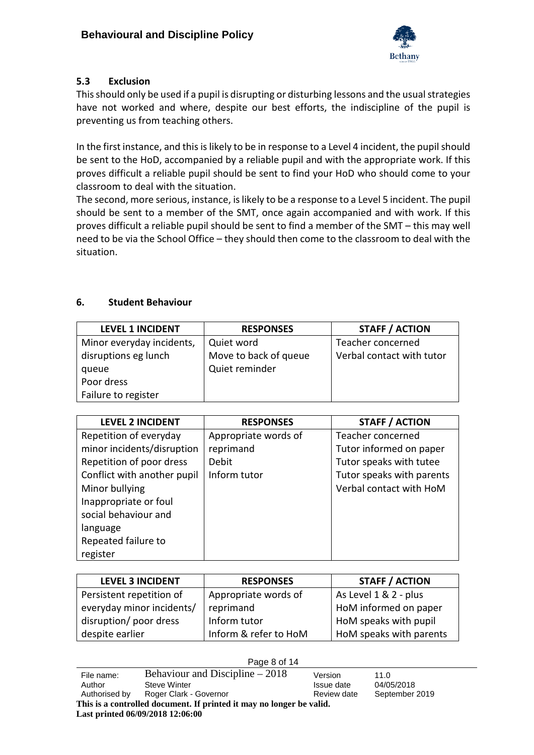### 5.3 Exclusion

This should only be used if a pupil is disrupting or disturbing lessons and the usual strategies have not worked and where, despite our best efforts, the indiscipline of the pupil is preventing us from teaching others.

In the first instance, and this is likely to be in response to a Level 4 incident, the pupil should be sent to the HoD, accompanied by a reliable pupil and with the appropriate work. If this proves difficult a reliable pupil should be sent to find your HoD who should come to your classroom to deal with the situation.
The second, more serious, instance, is likely to be a response to a Level 5 incident. The pupil should be sent to a member of the SMT, once again accompanied and with work. If this proves difficult a reliable pupil should be sent to find a member of the SMT – this may well need to be via the School Office – they should then come to the classroom to deal with the situation.

## 6. Student Behaviour

| LEVEL 1 INCIDENT | RESPONSES | STAFF / ACTION |
|---|---|---|
| Minor everyday incidents, disruptions eg lunch queue<br>Poor dress<br>Failure to register | Quiet word<br>Move to back of queue<br>Quiet reminder | Teacher concerned<br>Verbal contact with tutor |

| LEVEL 2 INCIDENT | RESPONSES | STAFF / ACTION |
|---|---|---|
| Repetition of everyday minor incidents/disruption<br>Repetition of poor dress<br>Conflict with another pupil<br>Minor bullying<br>Inappropriate or foul social behaviour and language<br>Repeated failure to register | Appropriate words of reprimand<br>Debit<br>Inform tutor | Teacher concerned<br>Tutor informed on paper<br>Tutor speaks with tutee<br>Tutor speaks with parents<br>Verbal contact with HoM |

| LEVEL 3 INCIDENT | RESPONSES | STAFF / ACTION |
|---|---|---|
| Persistent repetition of everyday minor incidents/ disruption/ poor dress despite earlier | Appropriate words of reprimand<br>Inform tutor<br>Inform & refer to HoM | As Level 1 & 2 - plus<br>HoM informed on paper<br>HoM speaks with pupil<br>HoM speaks with parents |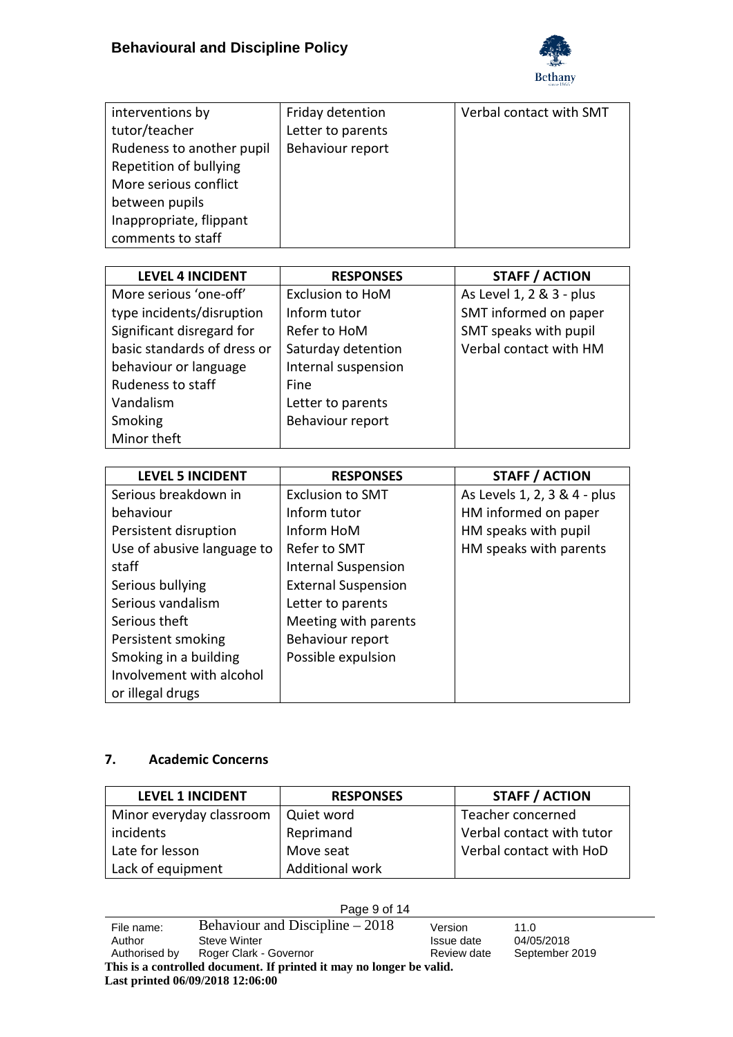| | | |
|---|---|---|
| interventions by tutor/teacher<br>Rudeness to another pupil<br>Repetition of bullying<br>More serious conflict between pupils<br>Inappropriate, flippant comments to staff | Friday detention<br>Letter to parents<br>Behaviour report | Verbal contact with SMT |

| LEVEL 4 INCIDENT | RESPONSES | STAFF / ACTION |
|---|---|---|
| More serious 'one-off' type incidents/disruption<br>Significant disregard for basic standards of dress or behaviour or language<br>Rudeness to staff<br>Vandalism<br>Smoking<br>Minor theft | Exclusion to HoM<br>Inform tutor<br>Refer to HoM<br>Saturday detention<br>Internal suspension<br>Fine<br>Letter to parents<br>Behaviour report | As Level 1, 2 & 3 - plus<br>SMT informed on paper<br>SMT speaks with pupil<br>Verbal contact with HM |

| LEVEL 5 INCIDENT | RESPONSES | STAFF / ACTION |
|---|---|---|
| Serious breakdown in behaviour<br>Persistent disruption<br>Use of abusive language to staff<br>Serious bullying<br>Serious vandalism<br>Serious theft<br>Persistent smoking<br>Smoking in a building<br>Involvement with alcohol or illegal drugs | Exclusion to SMT<br>Inform tutor<br>Inform HoM<br>Refer to SMT<br>Internal Suspension<br>External Suspension<br>Letter to parents<br>Meeting with parents<br>Behaviour report<br>Possible expulsion | As Levels 1, 2, 3 & 4 - plus<br>HM informed on paper<br>HM speaks with pupil<br>HM speaks with parents |

## 7. Academic Concerns

| LEVEL 1 INCIDENT | RESPONSES | STAFF / ACTION |
|---|---|---|
| Minor everyday classroom incidents<br>Late for lesson<br>Lack of equipment | Quiet word<br>Reprimand<br>Move seat<br>Additional work | Teacher concerned<br>Verbal contact with tutor<br>Verbal contact with HoD |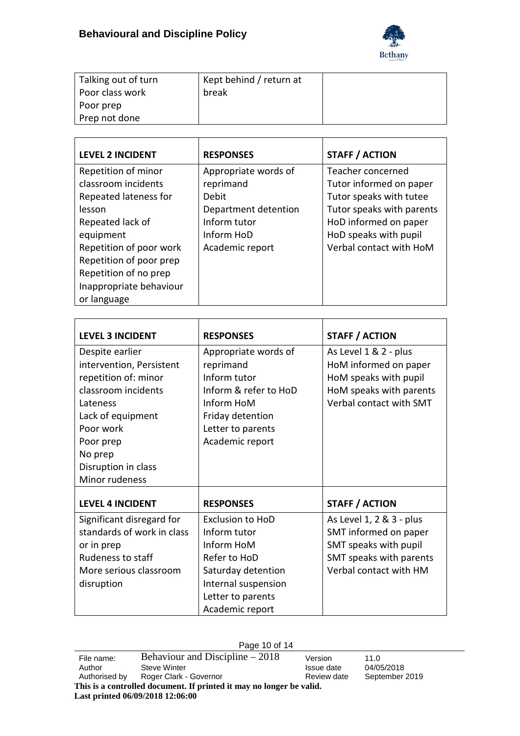| | | |
|---|---|---|
| Talking out of turn<br>Poor class work<br>Poor prep<br>Prep not done | Kept behind / return at break | |

| LEVEL 2 INCIDENT | RESPONSES | STAFF / ACTION |
|---|---|---|
| Repetition of minor classroom incidents<br>Repeated lateness for lesson<br>Repeated lack of equipment<br>Repetition of poor work<br>Repetition of poor prep<br>Repetition of no prep<br>Inappropriate behaviour or language | Appropriate words of reprimand<br>Debit<br>Department detention<br>Inform tutor<br>Inform HoD<br>Academic report | Teacher concerned<br>Tutor informed on paper<br>Tutor speaks with tutee<br>Tutor speaks with parents<br>HoD informed on paper<br>HoD speaks with pupil<br>Verbal contact with HoM |

| LEVEL 3 INCIDENT | RESPONSES | STAFF / ACTION |
|---|---|---|
| Despite earlier intervention, Persistent repetition of: minor classroom incidents<br>Lateness<br>Lack of equipment<br>Poor work<br>Poor prep<br>No prep<br>Disruption in class<br>Minor rudeness | Appropriate words of reprimand<br>Inform tutor<br>Inform & refer to HoD<br>Inform HoM<br>Friday detention<br>Letter to parents<br>Academic report | As Level 1 & 2 - plus<br>HoM informed on paper<br>HoM speaks with pupil<br>HoM speaks with parents<br>Verbal contact with SMT |
| **LEVEL 4 INCIDENT** | **RESPONSES** | **STAFF / ACTION** |
| Significant disregard for standards of work in class or in prep<br>Rudeness to staff<br>More serious classroom disruption | Exclusion to HoD<br>Inform tutor<br>Inform HoM<br>Refer to HoD<br>Saturday detention<br>Internal suspension<br>Letter to parents<br>Academic report | As Level 1, 2 & 3 - plus<br>SMT informed on paper<br>SMT speaks with pupil<br>SMT speaks with parents<br>Verbal contact with HM |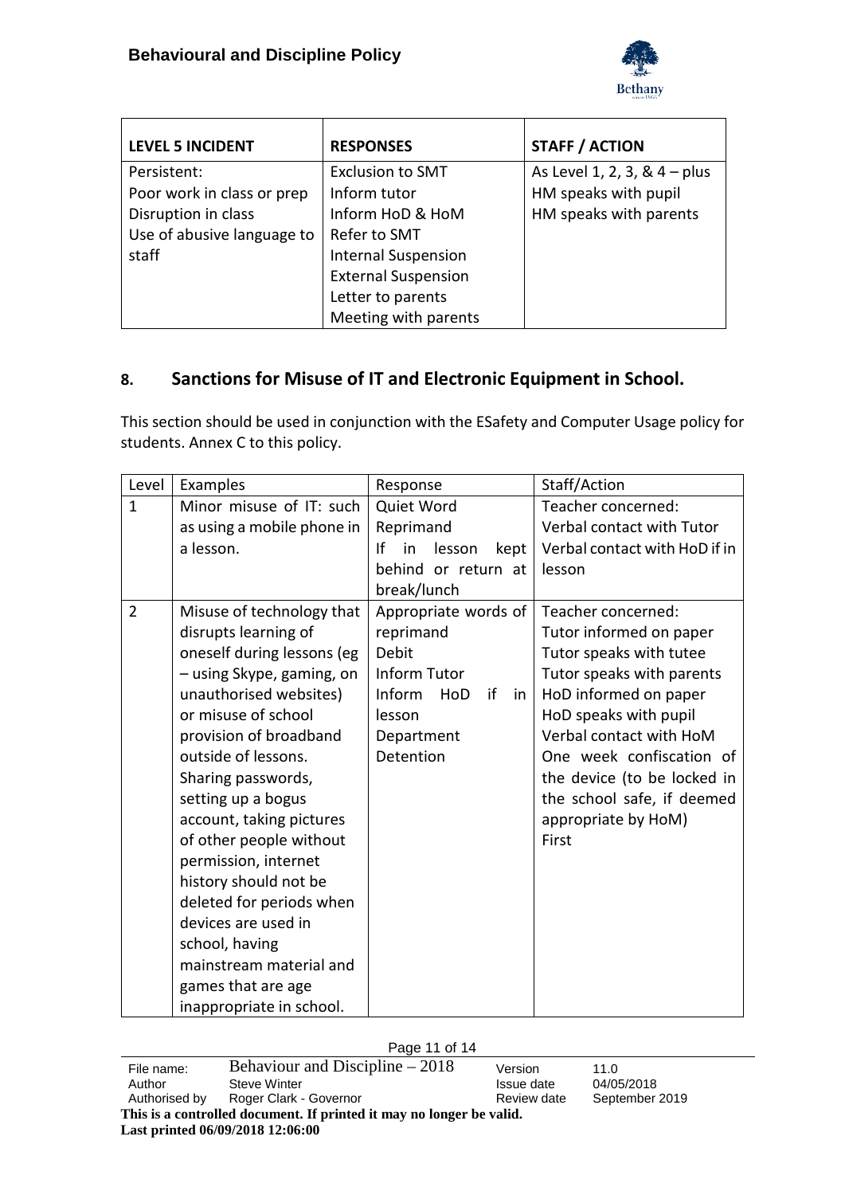| LEVEL 5 INCIDENT | RESPONSES | STAFF / ACTION |
|---|---|---|
| Persistent:<br>Poor work in class or prep<br>Disruption in class<br>Use of abusive language to staff | Exclusion to SMT<br>Inform tutor<br>Inform HoD & HoM<br>Refer to SMT<br>Internal Suspension<br>External Suspension<br>Letter to parents<br>Meeting with parents | As Level 1, 2, 3, & 4 – plus<br>HM speaks with pupil<br>HM speaks with parents |

## 8. Sanctions for Misuse of IT and Electronic Equipment in School.

This section should be used in conjunction with the ESafety and Computer Usage policy for students. Annex C to this policy.

| Level | Examples | Response | Staff/Action |
|---|---|---|---|
| 1 | Minor misuse of IT: such as using a mobile phone in a lesson. | Quiet Word<br>Reprimand<br>If in lesson kept behind or return at break/lunch | Teacher concerned:<br>Verbal contact with Tutor<br>Verbal contact with HoD if in lesson |
| 2 | Misuse of technology that disrupts learning of oneself during lessons (eg – using Skype, gaming, on unauthorised websites) or misuse of school provision of broadband outside of lessons.<br>Sharing passwords, setting up a bogus account, taking pictures of other people without permission, internet history should not be deleted for periods when devices are used in school, having mainstream material and games that are age inappropriate in school. | Appropriate words of reprimand<br>Debit<br>Inform Tutor<br>Inform HoD if in lesson<br>Department Detention | Teacher concerned:<br>Tutor informed on paper<br>Tutor speaks with tutee<br>Tutor speaks with parents<br>HoD informed on paper<br>HoD speaks with pupil<br>Verbal contact with HoM<br>One week confiscation of the device (to be locked in the school safe, if deemed appropriate by HoM)<br>First |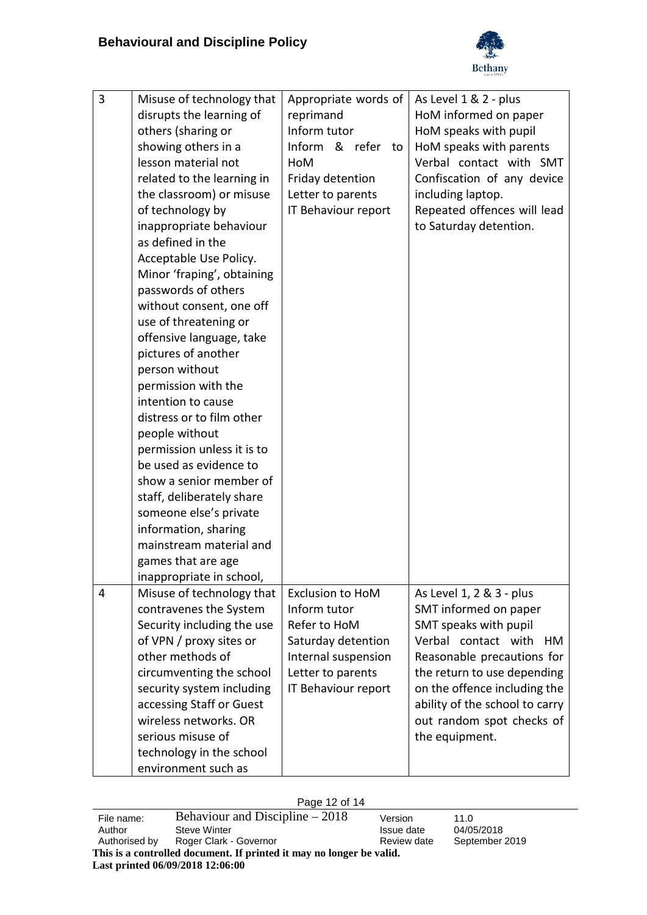| | | | |
|---|---|---|---|
| 3 | Misuse of technology that disrupts the learning of others (sharing or showing others in a lesson material not related to the learning in the classroom) or misuse of technology by inappropriate behaviour as defined in the Acceptable Use Policy. Minor 'fraping', obtaining passwords of others without consent, one off use of threatening or offensive language, take pictures of another person without permission with the intention to cause distress or to film other people without permission unless it is to be used as evidence to show a senior member of staff, deliberately share someone else's private information, sharing mainstream material and games that are age inappropriate in school, | Appropriate words of reprimand<br>Inform tutor<br>Inform & refer to HoM<br>Friday detention<br>Letter to parents<br>IT Behaviour report | As Level 1 & 2 - plus<br>HoM informed on paper<br>HoM speaks with pupil<br>HoM speaks with parents<br>Verbal contact with SMT<br>Confiscation of any device including laptop.<br>Repeated offences will lead to Saturday detention. |
| 4 | Misuse of technology that contravenes the System Security including the use of VPN / proxy sites or other methods of circumventing the school security system including accessing Staff or Guest wireless networks. OR serious misuse of technology in the school environment such as | Exclusion to HoM<br>Inform tutor<br>Refer to HoM<br>Saturday detention<br>Internal suspension<br>Letter to parents<br>IT Behaviour report | As Level 1, 2 & 3 - plus<br>SMT informed on paper<br>SMT speaks with pupil<br>Verbal contact with HM<br>Reasonable precautions for the return to use depending on the offence including the ability of the school to carry out random spot checks of the equipment. |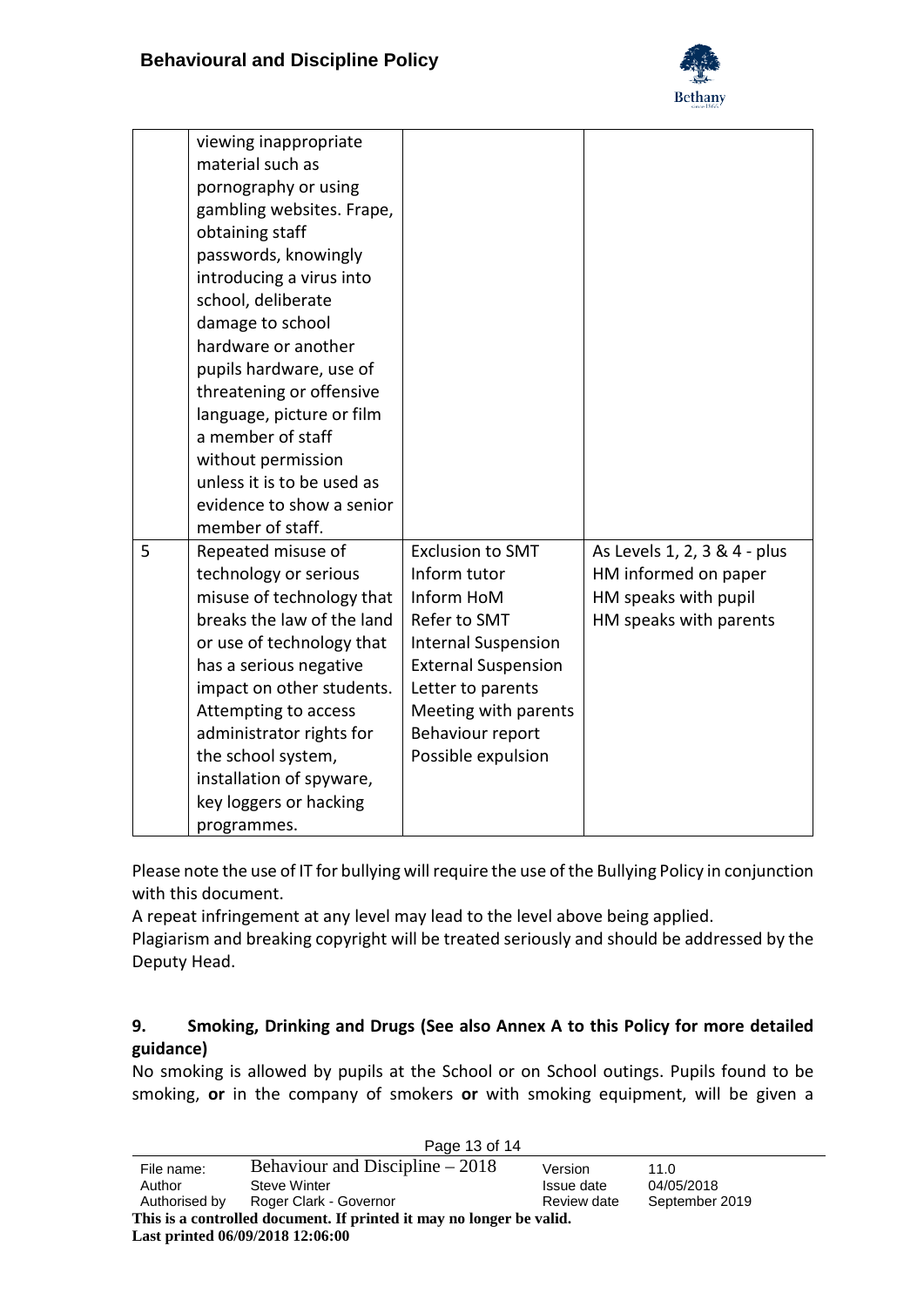| | | | |
|---|---|---|---|
| | viewing inappropriate material such as pornography or using gambling websites. Frape, obtaining staff passwords, knowingly introducing a virus into school, deliberate damage to school hardware or another pupils hardware, use of threatening or offensive language, picture or film a member of staff without permission unless it is to be used as evidence to show a senior member of staff. | | |
| 5 | Repeated misuse of technology or serious misuse of technology that breaks the law of the land or use of technology that has a serious negative impact on other students. Attempting to access administrator rights for the school system, installation of spyware, key loggers or hacking programmes. | Exclusion to SMT<br>Inform tutor<br>Inform HoM<br>Refer to SMT<br>Internal Suspension<br>External Suspension<br>Letter to parents<br>Meeting with parents<br>Behaviour report<br>Possible expulsion | As Levels 1, 2, 3 & 4 - plus<br>HM informed on paper<br>HM speaks with pupil<br>HM speaks with parents |

Please note the use of IT for bullying will require the use of the Bullying Policy in conjunction with this document.

A repeat infringement at any level may lead to the level above being applied.

Plagiarism and breaking copyright will be treated seriously and should be addressed by the Deputy Head.

## 9. Smoking, Drinking and Drugs (See also Annex A to this Policy for more detailed guidance)

No smoking is allowed by pupils at the School or on School outings. Pupils found to be smoking, **or** in the company of smokers **or** with smoking equipment, will be given a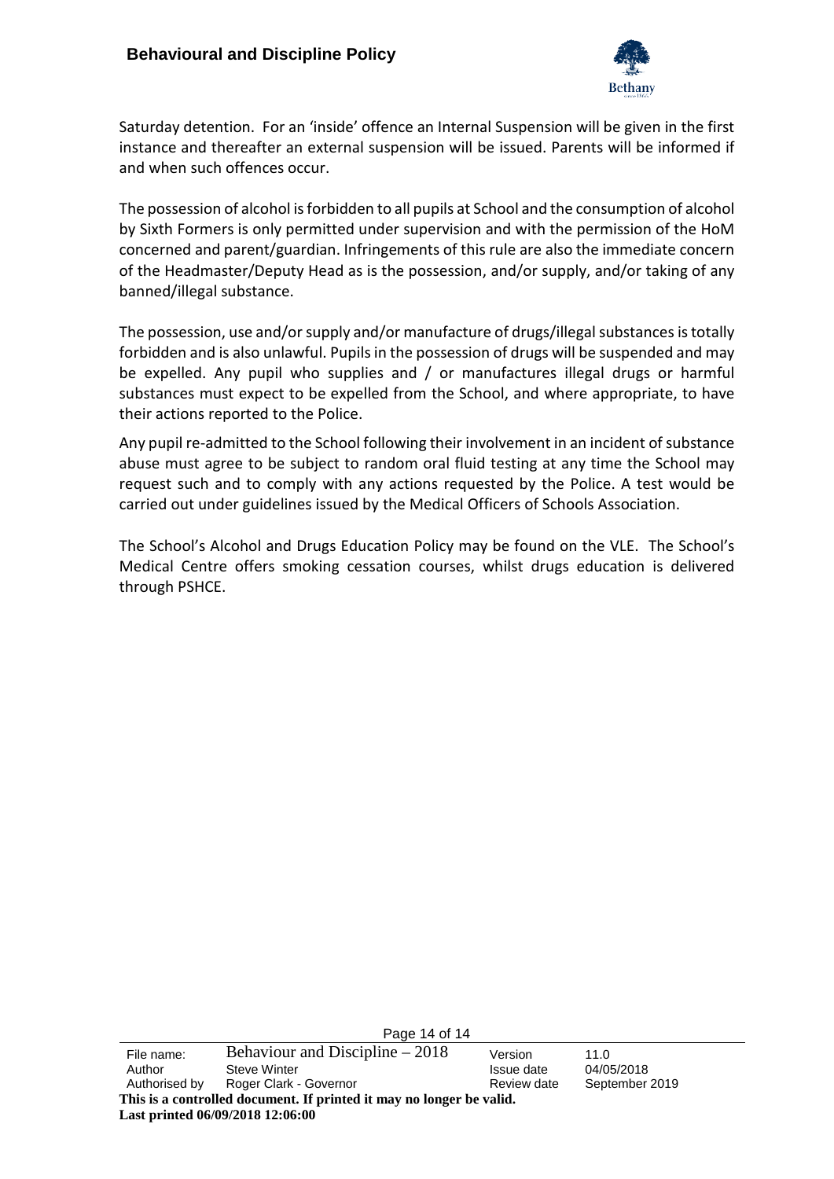Saturday detention. For an 'inside' offence an Internal Suspension will be given in the first instance and thereafter an external suspension will be issued. Parents will be informed if and when such offences occur.

The possession of alcohol is forbidden to all pupils at School and the consumption of alcohol by Sixth Formers is only permitted under supervision and with the permission of the HoM concerned and parent/guardian. Infringements of this rule are also the immediate concern of the Headmaster/Deputy Head as is the possession, and/or supply, and/or taking of any banned/illegal substance.

The possession, use and/or supply and/or manufacture of drugs/illegal substances is totally forbidden and is also unlawful. Pupils in the possession of drugs will be suspended and may be expelled. Any pupil who supplies and / or manufactures illegal drugs or harmful substances must expect to be expelled from the School, and where appropriate, to have their actions reported to the Police.

Any pupil re-admitted to the School following their involvement in an incident of substance abuse must agree to be subject to random oral fluid testing at any time the School may request such and to comply with any actions requested by the Police. A test would be carried out under guidelines issued by the Medical Officers of Schools Association.

The School's Alcohol and Drugs Education Policy may be found on the VLE. The School's Medical Centre offers smoking cessation courses, whilst drugs education is delivered through PSHCE.